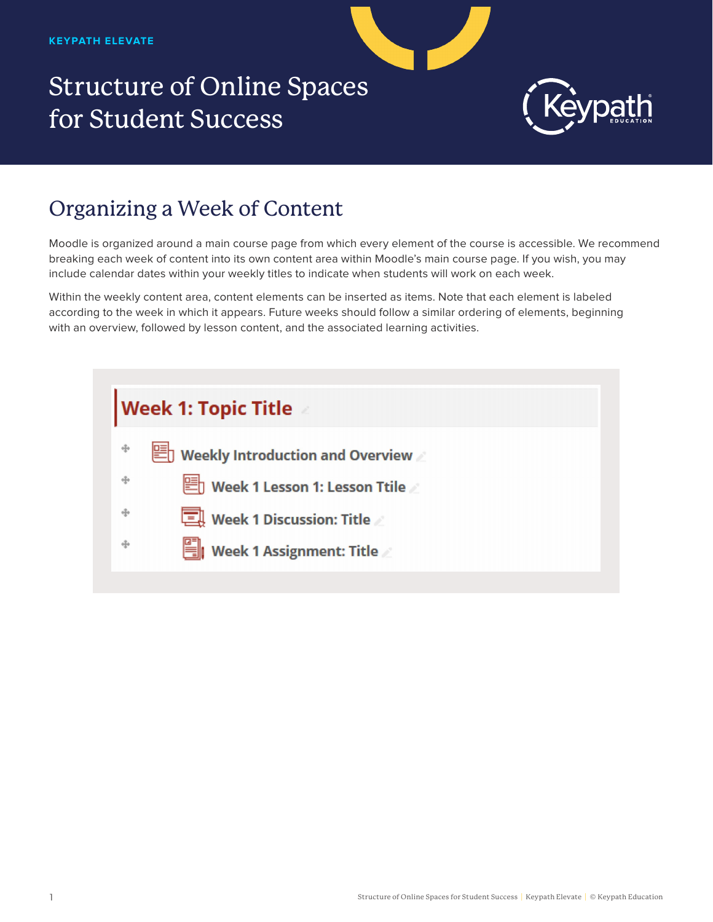KEYPATH ELEVATE

# Structure of Online Spaces for Student Success

## Organizing a Week of Content

Moodle is organized around a main course page from which every element of the course is accessible. We recommend breaking each week of content into its own content area within Moodle's main course page. If you wish, you may include calendar dates within your weekly titles to indicate when students will work on each week.

Within the weekly content area, content elements can be inserted as items. Note that each element is labeled according to the week in which it appears. Future weeks should follow a similar ordering of elements, beginning with an overview, followed by lesson content, and the associated learning activities.

**Week 1: Topic Title**

- Weekly Introduction and Overview
  - Week 1 Lesson 1: Lesson Ttile
  - Week 1 Discussion: Title
  - Week 1 Assignment: Title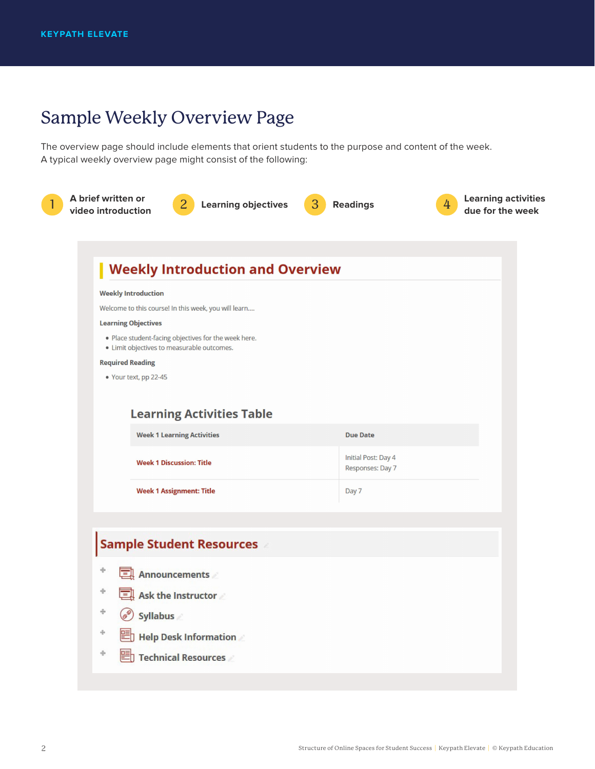# Sample Weekly Overview Page

The overview page should include elements that orient students to the purpose and content of the week. A typical weekly overview page might consist of the following:

1. A brief written or video introduction
2. Learning objectives
3. Readings
4. Learning activities due for the week

## Weekly Introduction and Overview

**Weekly Introduction**

Welcome to this course! In this week, you will learn....

**Learning Objectives**

- Place student-facing objectives for the week here.
- Limit objectives to measurable outcomes.

**Required Reading**

- Your text, pp 22-45

### Learning Activities Table

| Week 1 Learning Activities | Due Date |
|---|---|
| Week 1 Discussion: Title | Initial Post: Day 4<br>Responses: Day 7 |
| Week 1 Assignment: Title | Day 7 |

## Sample Student Resources

- Announcements
- Ask the Instructor
- Syllabus
- Help Desk Information
- Technical Resources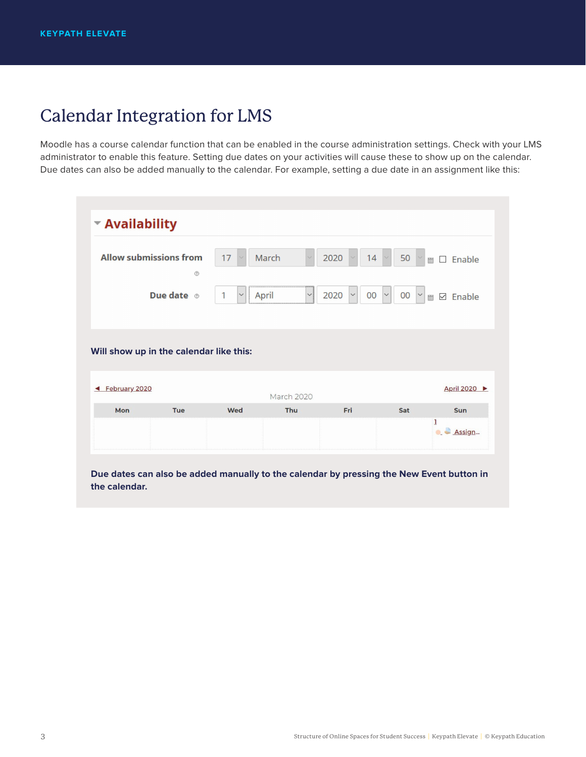# Calendar Integration for LMS

Moodle has a course calendar function that can be enabled in the course administration settings. Check with your LMS administrator to enable this feature. Setting due dates on your activities will cause these to show up on the calendar. Due dates can also be added manually to the calendar. For example, setting a due date in an assignment like this:

**Availability**

Allow submissions from 17 March 2020 14 50 Enable

Due date 1 April 2020 00 00 Enable

**Will show up in the calendar like this:**

◄ February 2020

March 2020

April 2020 ►

| Mon | Tue | Wed | Thu | Fri | Sat | Sun |
|---|---|---|---|---|---|---|
| | | | | | | 1 Assign... |

**Due dates can also be added manually to the calendar by pressing the New Event button in the calendar.**